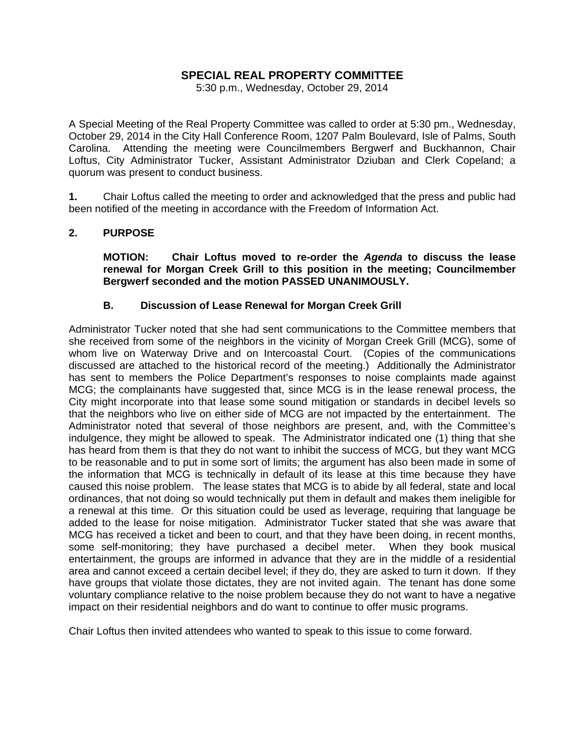# SPECIAL REAL PROPERTY COMMITTEE

5:30 p.m., Wednesday, October 29, 2014

A Special Meeting of the Real Property Committee was called to order at 5:30 pm., Wednesday, October 29, 2014 in the City Hall Conference Room, 1207 Palm Boulevard, Isle of Palms, South Carolina. Attending the meeting were Councilmembers Bergwerf and Buckhannon, Chair Loftus, City Administrator Tucker, Assistant Administrator Dziuban and Clerk Copeland; a quorum was present to conduct business.

**1.** Chair Loftus called the meeting to order and acknowledged that the press and public had been notified of the meeting in accordance with the Freedom of Information Act.

**2. PURPOSE**

**MOTION: Chair Loftus moved to re-order the *Agenda* to discuss the lease renewal for Morgan Creek Grill to this position in the meeting; Councilmember Bergwerf seconded and the motion PASSED UNANIMOUSLY.**

**B. Discussion of Lease Renewal for Morgan Creek Grill**

Administrator Tucker noted that she had sent communications to the Committee members that she received from some of the neighbors in the vicinity of Morgan Creek Grill (MCG), some of whom live on Waterway Drive and on Intercoastal Court. (Copies of the communications discussed are attached to the historical record of the meeting.) Additionally the Administrator has sent to members the Police Department's responses to noise complaints made against MCG; the complainants have suggested that, since MCG is in the lease renewal process, the City might incorporate into that lease some sound mitigation or standards in decibel levels so that the neighbors who live on either side of MCG are not impacted by the entertainment. The Administrator noted that several of those neighbors are present, and, with the Committee's indulgence, they might be allowed to speak. The Administrator indicated one (1) thing that she has heard from them is that they do not want to inhibit the success of MCG, but they want MCG to be reasonable and to put in some sort of limits; the argument has also been made in some of the information that MCG is technically in default of its lease at this time because they have caused this noise problem. The lease states that MCG is to abide by all federal, state and local ordinances, that not doing so would technically put them in default and makes them ineligible for a renewal at this time. Or this situation could be used as leverage, requiring that language be added to the lease for noise mitigation. Administrator Tucker stated that she was aware that MCG has received a ticket and been to court, and that they have been doing, in recent months, some self-monitoring; they have purchased a decibel meter. When they book musical entertainment, the groups are informed in advance that they are in the middle of a residential area and cannot exceed a certain decibel level; if they do, they are asked to turn it down. If they have groups that violate those dictates, they are not invited again. The tenant has done some voluntary compliance relative to the noise problem because they do not want to have a negative impact on their residential neighbors and do want to continue to offer music programs.

Chair Loftus then invited attendees who wanted to speak to this issue to come forward.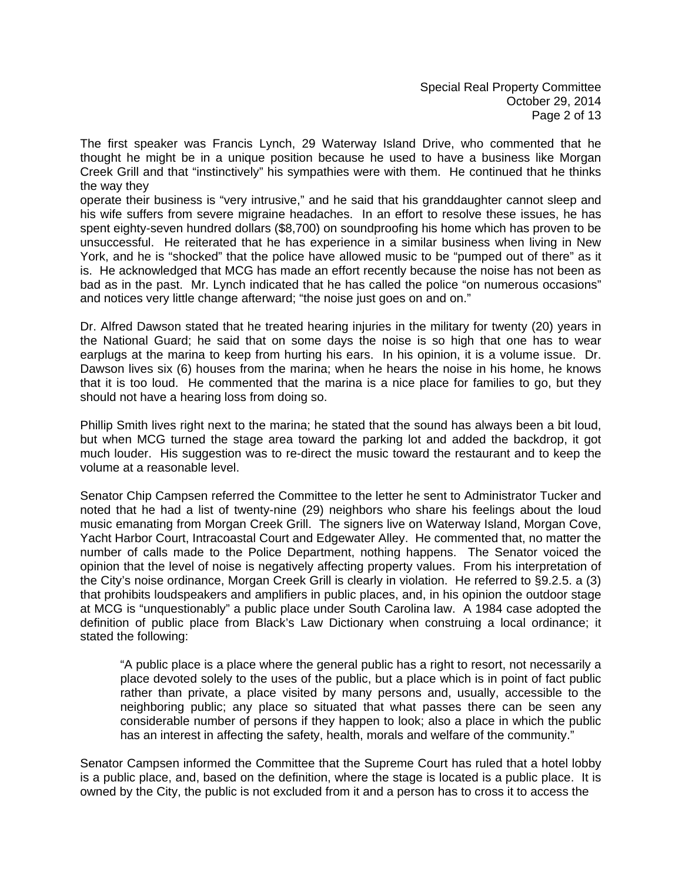The first speaker was Francis Lynch, 29 Waterway Island Drive, who commented that he thought he might be in a unique position because he used to have a business like Morgan Creek Grill and that "instinctively" his sympathies were with them. He continued that he thinks the way they

operate their business is "very intrusive," and he said that his granddaughter cannot sleep and his wife suffers from severe migraine headaches. In an effort to resolve these issues, he has spent eighty-seven hundred dollars ($8,700) on soundproofing his home which has proven to be unsuccessful. He reiterated that he has experience in a similar business when living in New York, and he is "shocked" that the police have allowed music to be "pumped out of there" as it is. He acknowledged that MCG has made an effort recently because the noise has not been as bad as in the past. Mr. Lynch indicated that he has called the police "on numerous occasions" and notices very little change afterward; "the noise just goes on and on."

Dr. Alfred Dawson stated that he treated hearing injuries in the military for twenty (20) years in the National Guard; he said that on some days the noise is so high that one has to wear earplugs at the marina to keep from hurting his ears. In his opinion, it is a volume issue. Dr. Dawson lives six (6) houses from the marina; when he hears the noise in his home, he knows that it is too loud. He commented that the marina is a nice place for families to go, but they should not have a hearing loss from doing so.

Phillip Smith lives right next to the marina; he stated that the sound has always been a bit loud, but when MCG turned the stage area toward the parking lot and added the backdrop, it got much louder. His suggestion was to re-direct the music toward the restaurant and to keep the volume at a reasonable level.

Senator Chip Campsen referred the Committee to the letter he sent to Administrator Tucker and noted that he had a list of twenty-nine (29) neighbors who share his feelings about the loud music emanating from Morgan Creek Grill. The signers live on Waterway Island, Morgan Cove, Yacht Harbor Court, Intracoastal Court and Edgewater Alley. He commented that, no matter the number of calls made to the Police Department, nothing happens. The Senator voiced the opinion that the level of noise is negatively affecting property values. From his interpretation of the City's noise ordinance, Morgan Creek Grill is clearly in violation. He referred to §9.2.5. a (3) that prohibits loudspeakers and amplifiers in public places, and, in his opinion the outdoor stage at MCG is "unquestionably" a public place under South Carolina law. A 1984 case adopted the definition of public place from Black's Law Dictionary when construing a local ordinance; it stated the following:

> "A public place is a place where the general public has a right to resort, not necessarily a place devoted solely to the uses of the public, but a place which is in point of fact public rather than private, a place visited by many persons and, usually, accessible to the neighboring public; any place so situated that what passes there can be seen any considerable number of persons if they happen to look; also a place in which the public has an interest in affecting the safety, health, morals and welfare of the community."

Senator Campsen informed the Committee that the Supreme Court has ruled that a hotel lobby is a public place, and, based on the definition, where the stage is located is a public place. It is owned by the City, the public is not excluded from it and a person has to cross it to access the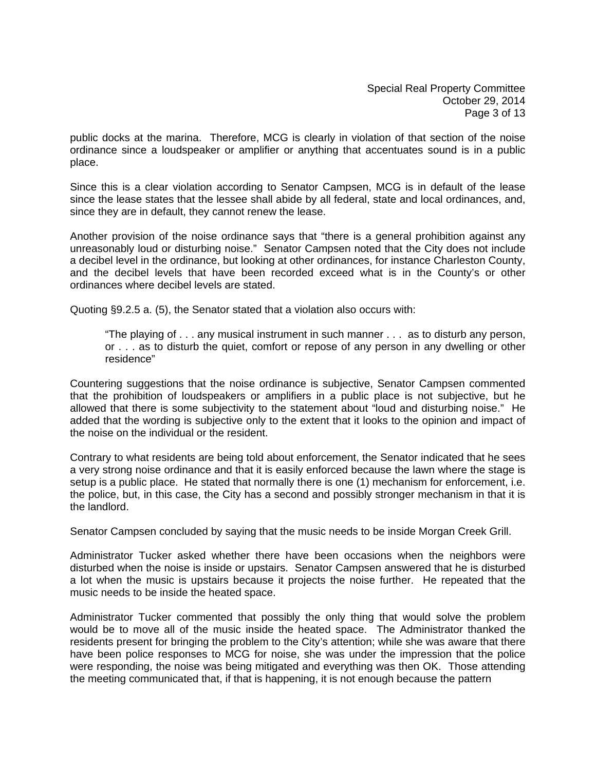public docks at the marina. Therefore, MCG is clearly in violation of that section of the noise ordinance since a loudspeaker or amplifier or anything that accentuates sound is in a public place.

Since this is a clear violation according to Senator Campsen, MCG is in default of the lease since the lease states that the lessee shall abide by all federal, state and local ordinances, and, since they are in default, they cannot renew the lease.

Another provision of the noise ordinance says that "there is a general prohibition against any unreasonably loud or disturbing noise." Senator Campsen noted that the City does not include a decibel level in the ordinance, but looking at other ordinances, for instance Charleston County, and the decibel levels that have been recorded exceed what is in the County's or other ordinances where decibel levels are stated.

Quoting §9.2.5 a. (5), the Senator stated that a violation also occurs with:

> "The playing of . . . any musical instrument in such manner . . . as to disturb any person, or . . . as to disturb the quiet, comfort or repose of any person in any dwelling or other residence"

Countering suggestions that the noise ordinance is subjective, Senator Campsen commented that the prohibition of loudspeakers or amplifiers in a public place is not subjective, but he allowed that there is some subjectivity to the statement about "loud and disturbing noise." He added that the wording is subjective only to the extent that it looks to the opinion and impact of the noise on the individual or the resident.

Contrary to what residents are being told about enforcement, the Senator indicated that he sees a very strong noise ordinance and that it is easily enforced because the lawn where the stage is setup is a public place. He stated that normally there is one (1) mechanism for enforcement, i.e. the police, but, in this case, the City has a second and possibly stronger mechanism in that it is the landlord.

Senator Campsen concluded by saying that the music needs to be inside Morgan Creek Grill.

Administrator Tucker asked whether there have been occasions when the neighbors were disturbed when the noise is inside or upstairs. Senator Campsen answered that he is disturbed a lot when the music is upstairs because it projects the noise further. He repeated that the music needs to be inside the heated space.

Administrator Tucker commented that possibly the only thing that would solve the problem would be to move all of the music inside the heated space. The Administrator thanked the residents present for bringing the problem to the City's attention; while she was aware that there have been police responses to MCG for noise, she was under the impression that the police were responding, the noise was being mitigated and everything was then OK. Those attending the meeting communicated that, if that is happening, it is not enough because the pattern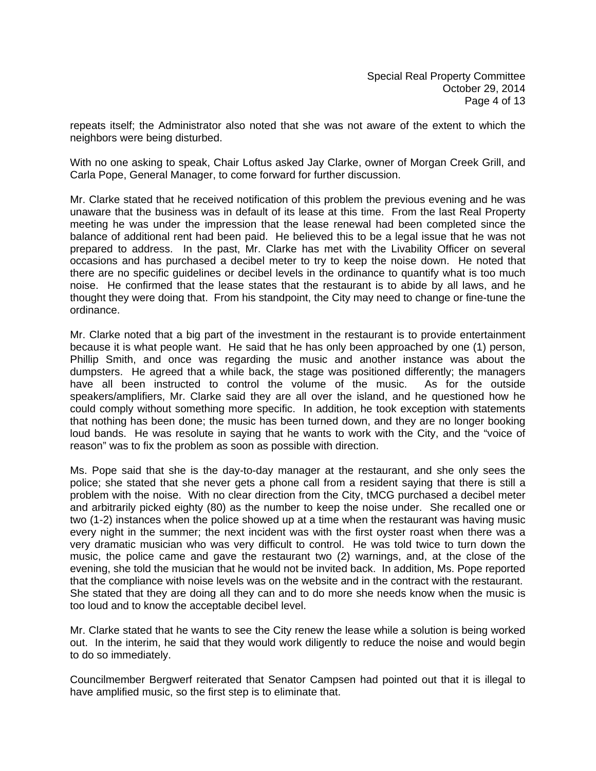repeats itself; the Administrator also noted that she was not aware of the extent to which the neighbors were being disturbed.

With no one asking to speak, Chair Loftus asked Jay Clarke, owner of Morgan Creek Grill, and Carla Pope, General Manager, to come forward for further discussion.

Mr. Clarke stated that he received notification of this problem the previous evening and he was unaware that the business was in default of its lease at this time. From the last Real Property meeting he was under the impression that the lease renewal had been completed since the balance of additional rent had been paid. He believed this to be a legal issue that he was not prepared to address. In the past, Mr. Clarke has met with the Livability Officer on several occasions and has purchased a decibel meter to try to keep the noise down. He noted that there are no specific guidelines or decibel levels in the ordinance to quantify what is too much noise. He confirmed that the lease states that the restaurant is to abide by all laws, and he thought they were doing that. From his standpoint, the City may need to change or fine-tune the ordinance.

Mr. Clarke noted that a big part of the investment in the restaurant is to provide entertainment because it is what people want. He said that he has only been approached by one (1) person, Phillip Smith, and once was regarding the music and another instance was about the dumpsters. He agreed that a while back, the stage was positioned differently; the managers have all been instructed to control the volume of the music. As for the outside speakers/amplifiers, Mr. Clarke said they are all over the island, and he questioned how he could comply without something more specific. In addition, he took exception with statements that nothing has been done; the music has been turned down, and they are no longer booking loud bands. He was resolute in saying that he wants to work with the City, and the "voice of reason" was to fix the problem as soon as possible with direction.

Ms. Pope said that she is the day-to-day manager at the restaurant, and she only sees the police; she stated that she never gets a phone call from a resident saying that there is still a problem with the noise. With no clear direction from the City, tMCG purchased a decibel meter and arbitrarily picked eighty (80) as the number to keep the noise under. She recalled one or two (1-2) instances when the police showed up at a time when the restaurant was having music every night in the summer; the next incident was with the first oyster roast when there was a very dramatic musician who was very difficult to control. He was told twice to turn down the music, the police came and gave the restaurant two (2) warnings, and, at the close of the evening, she told the musician that he would not be invited back. In addition, Ms. Pope reported that the compliance with noise levels was on the website and in the contract with the restaurant. She stated that they are doing all they can and to do more she needs know when the music is too loud and to know the acceptable decibel level.

Mr. Clarke stated that he wants to see the City renew the lease while a solution is being worked out. In the interim, he said that they would work diligently to reduce the noise and would begin to do so immediately.

Councilmember Bergwerf reiterated that Senator Campsen had pointed out that it is illegal to have amplified music, so the first step is to eliminate that.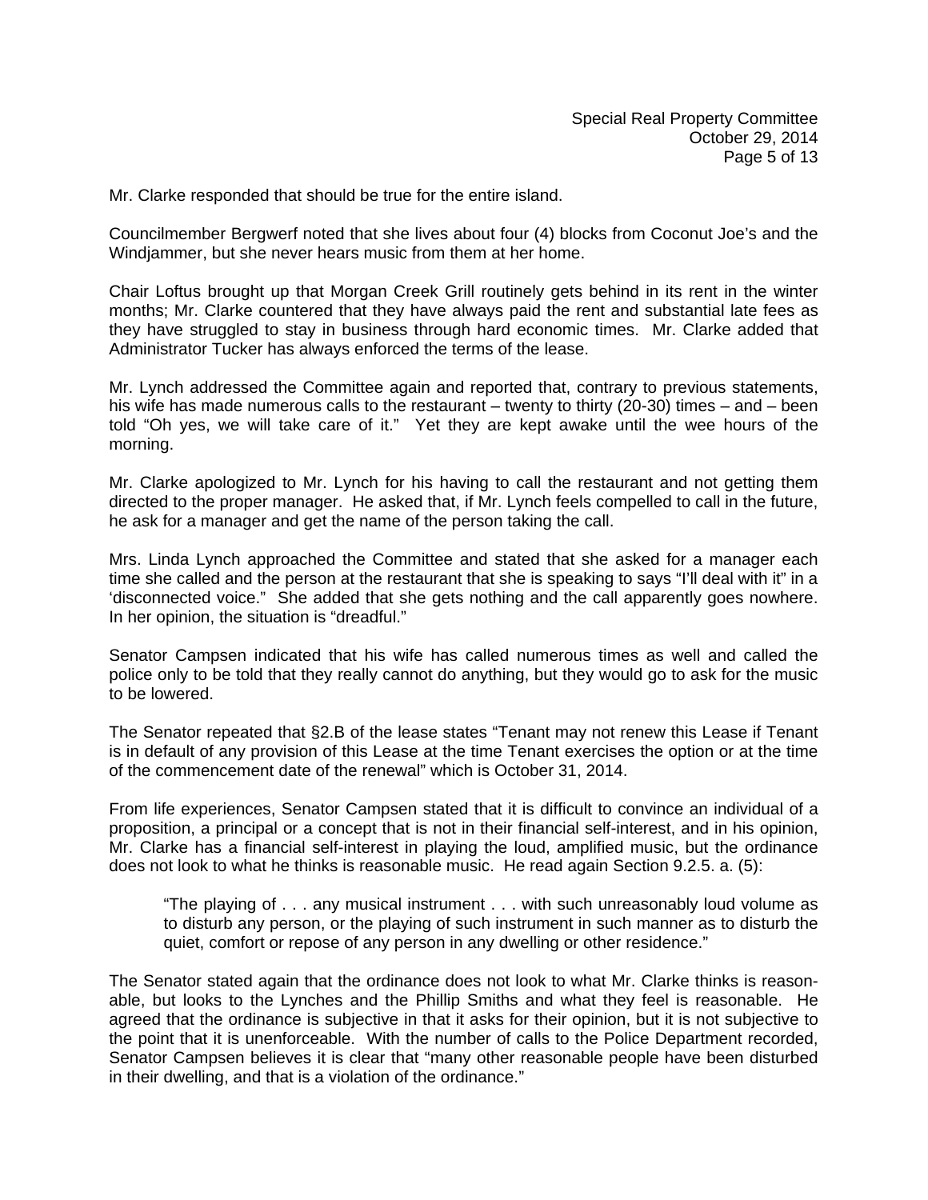Mr. Clarke responded that should be true for the entire island.

Councilmember Bergwerf noted that she lives about four (4) blocks from Coconut Joe's and the Windjammer, but she never hears music from them at her home.

Chair Loftus brought up that Morgan Creek Grill routinely gets behind in its rent in the winter months; Mr. Clarke countered that they have always paid the rent and substantial late fees as they have struggled to stay in business through hard economic times. Mr. Clarke added that Administrator Tucker has always enforced the terms of the lease.

Mr. Lynch addressed the Committee again and reported that, contrary to previous statements, his wife has made numerous calls to the restaurant – twenty to thirty (20-30) times – and – been told "Oh yes, we will take care of it." Yet they are kept awake until the wee hours of the morning.

Mr. Clarke apologized to Mr. Lynch for his having to call the restaurant and not getting them directed to the proper manager. He asked that, if Mr. Lynch feels compelled to call in the future, he ask for a manager and get the name of the person taking the call.

Mrs. Linda Lynch approached the Committee and stated that she asked for a manager each time she called and the person at the restaurant that she is speaking to says "I'll deal with it" in a 'disconnected voice." She added that she gets nothing and the call apparently goes nowhere. In her opinion, the situation is "dreadful."

Senator Campsen indicated that his wife has called numerous times as well and called the police only to be told that they really cannot do anything, but they would go to ask for the music to be lowered.

The Senator repeated that §2.B of the lease states "Tenant may not renew this Lease if Tenant is in default of any provision of this Lease at the time Tenant exercises the option or at the time of the commencement date of the renewal" which is October 31, 2014.

From life experiences, Senator Campsen stated that it is difficult to convince an individual of a proposition, a principal or a concept that is not in their financial self-interest, and in his opinion, Mr. Clarke has a financial self-interest in playing the loud, amplified music, but the ordinance does not look to what he thinks is reasonable music. He read again Section 9.2.5. a. (5):

> "The playing of . . . any musical instrument . . . with such unreasonably loud volume as to disturb any person, or the playing of such instrument in such manner as to disturb the quiet, comfort or repose of any person in any dwelling or other residence."

The Senator stated again that the ordinance does not look to what Mr. Clarke thinks is reasonable, but looks to the Lynches and the Phillip Smiths and what they feel is reasonable. He agreed that the ordinance is subjective in that it asks for their opinion, but it is not subjective to the point that it is unenforceable. With the number of calls to the Police Department recorded, Senator Campsen believes it is clear that "many other reasonable people have been disturbed in their dwelling, and that is a violation of the ordinance."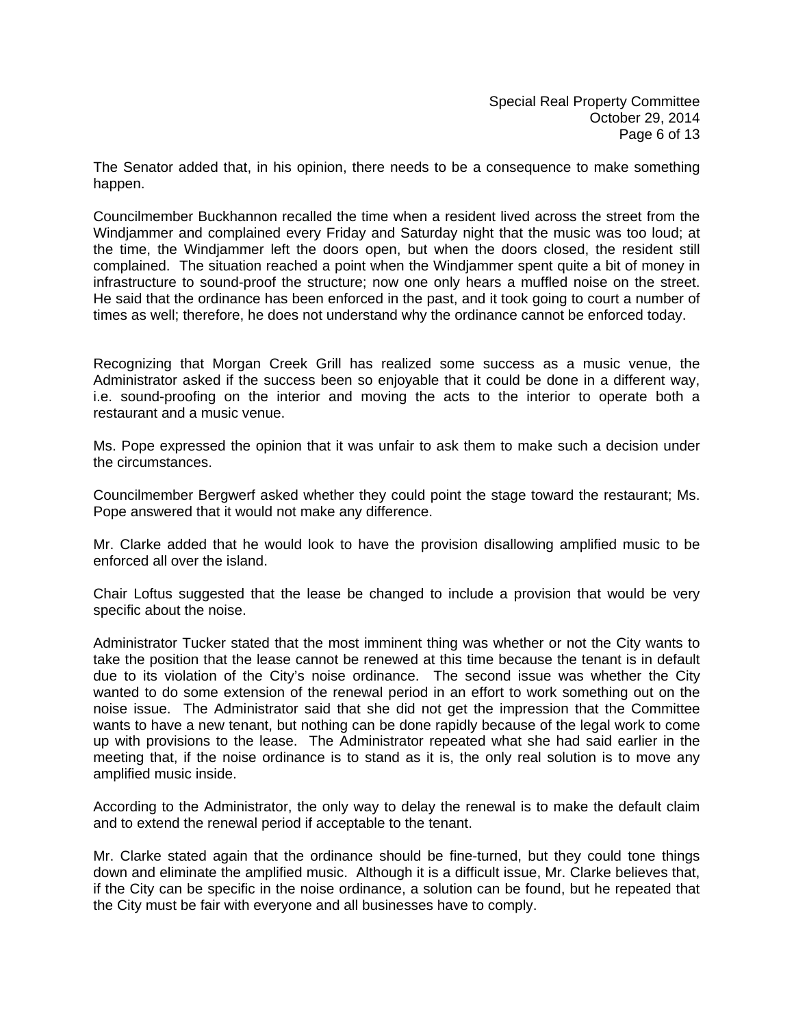The Senator added that, in his opinion, there needs to be a consequence to make something happen.

Councilmember Buckhannon recalled the time when a resident lived across the street from the Windjammer and complained every Friday and Saturday night that the music was too loud; at the time, the Windjammer left the doors open, but when the doors closed, the resident still complained. The situation reached a point when the Windjammer spent quite a bit of money in infrastructure to sound-proof the structure; now one only hears a muffled noise on the street. He said that the ordinance has been enforced in the past, and it took going to court a number of times as well; therefore, he does not understand why the ordinance cannot be enforced today.

Recognizing that Morgan Creek Grill has realized some success as a music venue, the Administrator asked if the success been so enjoyable that it could be done in a different way, i.e. sound-proofing on the interior and moving the acts to the interior to operate both a restaurant and a music venue.

Ms. Pope expressed the opinion that it was unfair to ask them to make such a decision under the circumstances.

Councilmember Bergwerf asked whether they could point the stage toward the restaurant; Ms. Pope answered that it would not make any difference.

Mr. Clarke added that he would look to have the provision disallowing amplified music to be enforced all over the island.

Chair Loftus suggested that the lease be changed to include a provision that would be very specific about the noise.

Administrator Tucker stated that the most imminent thing was whether or not the City wants to take the position that the lease cannot be renewed at this time because the tenant is in default due to its violation of the City's noise ordinance. The second issue was whether the City wanted to do some extension of the renewal period in an effort to work something out on the noise issue. The Administrator said that she did not get the impression that the Committee wants to have a new tenant, but nothing can be done rapidly because of the legal work to come up with provisions to the lease. The Administrator repeated what she had said earlier in the meeting that, if the noise ordinance is to stand as it is, the only real solution is to move any amplified music inside.

According to the Administrator, the only way to delay the renewal is to make the default claim and to extend the renewal period if acceptable to the tenant.

Mr. Clarke stated again that the ordinance should be fine-turned, but they could tone things down and eliminate the amplified music. Although it is a difficult issue, Mr. Clarke believes that, if the City can be specific in the noise ordinance, a solution can be found, but he repeated that the City must be fair with everyone and all businesses have to comply.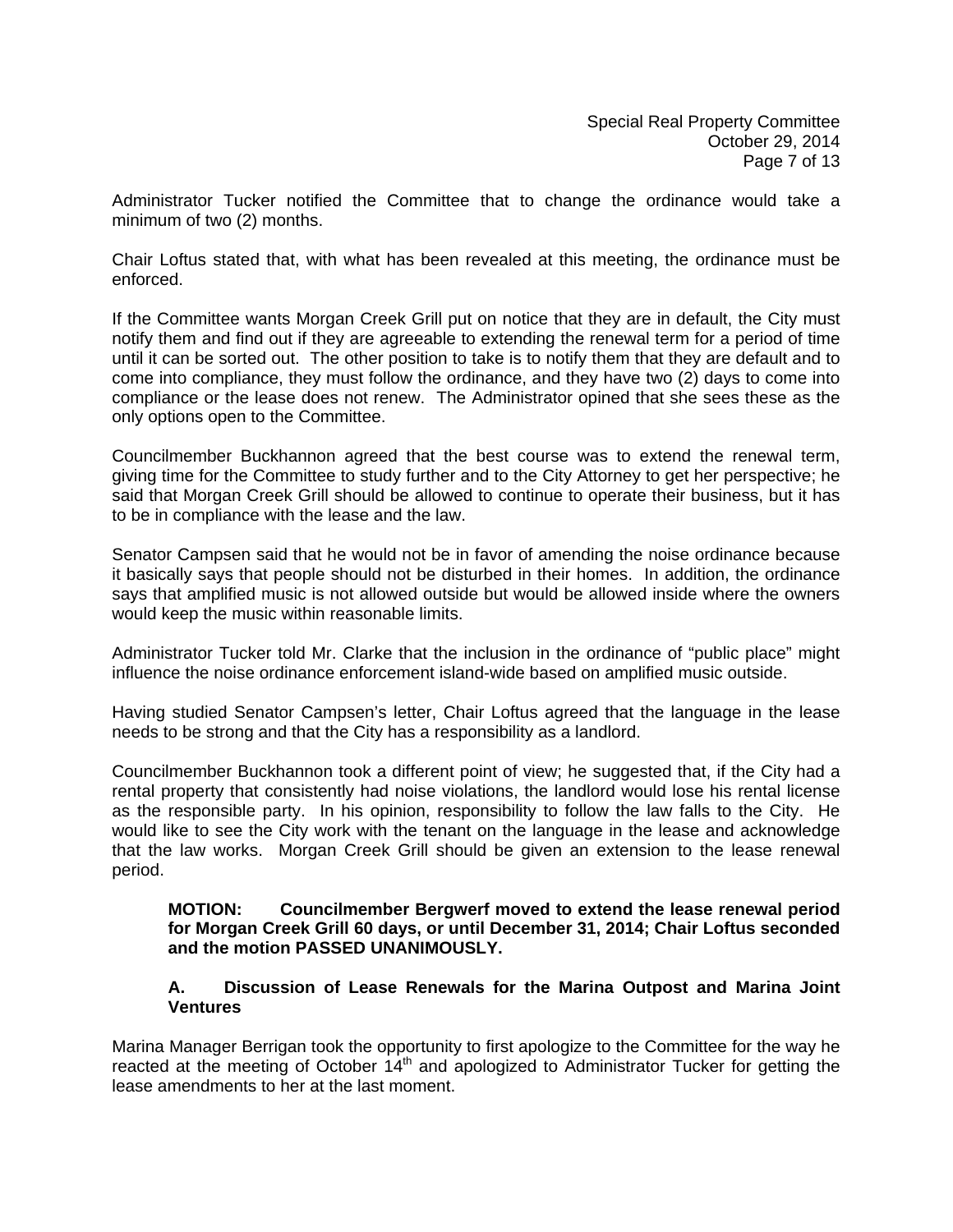Administrator Tucker notified the Committee that to change the ordinance would take a minimum of two (2) months.

Chair Loftus stated that, with what has been revealed at this meeting, the ordinance must be enforced.

If the Committee wants Morgan Creek Grill put on notice that they are in default, the City must notify them and find out if they are agreeable to extending the renewal term for a period of time until it can be sorted out. The other position to take is to notify them that they are default and to come into compliance, they must follow the ordinance, and they have two (2) days to come into compliance or the lease does not renew. The Administrator opined that she sees these as the only options open to the Committee.

Councilmember Buckhannon agreed that the best course was to extend the renewal term, giving time for the Committee to study further and to the City Attorney to get her perspective; he said that Morgan Creek Grill should be allowed to continue to operate their business, but it has to be in compliance with the lease and the law.

Senator Campsen said that he would not be in favor of amending the noise ordinance because it basically says that people should not be disturbed in their homes. In addition, the ordinance says that amplified music is not allowed outside but would be allowed inside where the owners would keep the music within reasonable limits.

Administrator Tucker told Mr. Clarke that the inclusion in the ordinance of "public place" might influence the noise ordinance enforcement island-wide based on amplified music outside.

Having studied Senator Campsen's letter, Chair Loftus agreed that the language in the lease needs to be strong and that the City has a responsibility as a landlord.

Councilmember Buckhannon took a different point of view; he suggested that, if the City had a rental property that consistently had noise violations, the landlord would lose his rental license as the responsible party. In his opinion, responsibility to follow the law falls to the City. He would like to see the City work with the tenant on the language in the lease and acknowledge that the law works. Morgan Creek Grill should be given an extension to the lease renewal period.

> **MOTION: Councilmember Bergwerf moved to extend the lease renewal period for Morgan Creek Grill 60 days, or until December 31, 2014; Chair Loftus seconded and the motion PASSED UNANIMOUSLY.**

**A. Discussion of Lease Renewals for the Marina Outpost and Marina Joint Ventures**

Marina Manager Berrigan took the opportunity to first apologize to the Committee for the way he reacted at the meeting of October 14th and apologized to Administrator Tucker for getting the lease amendments to her at the last moment.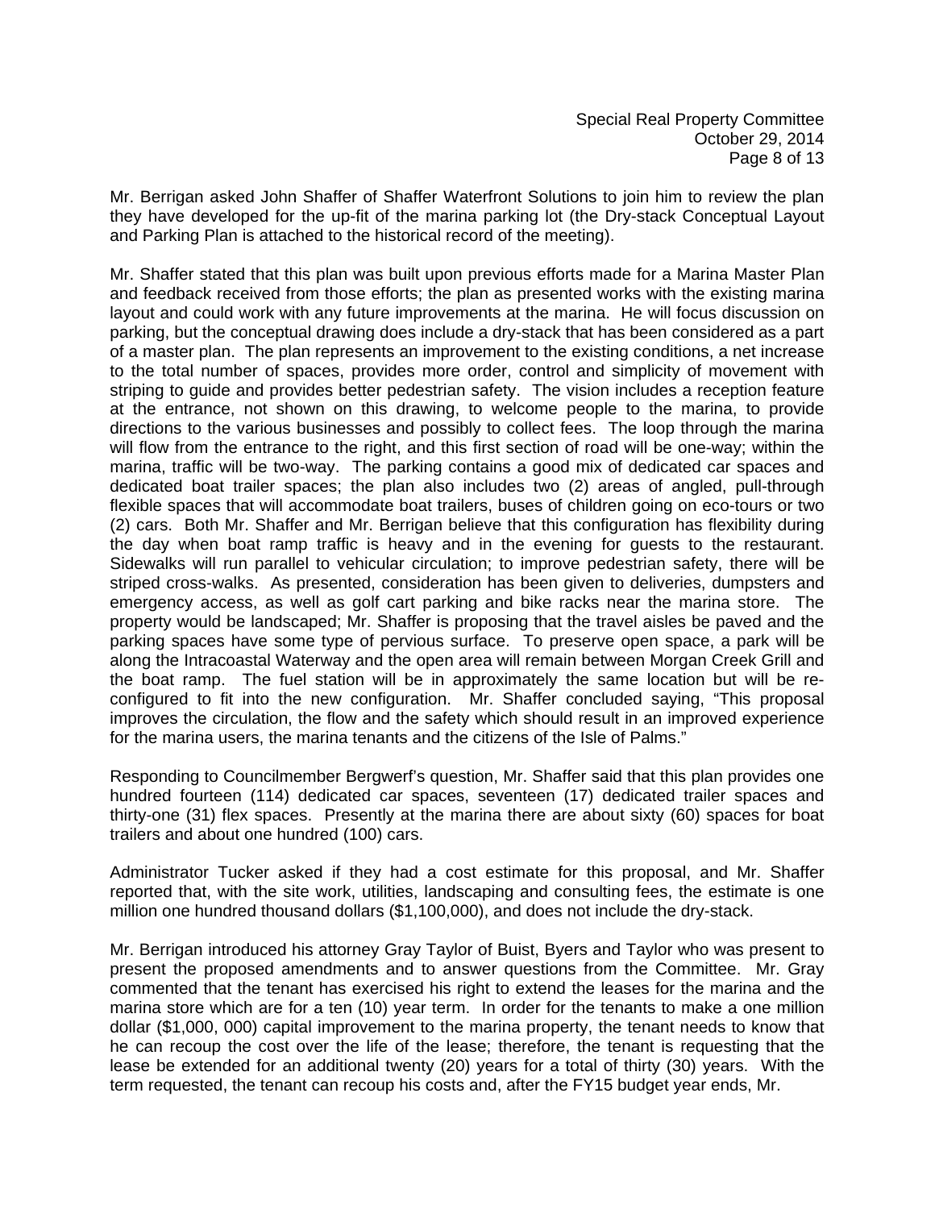Mr. Berrigan asked John Shaffer of Shaffer Waterfront Solutions to join him to review the plan they have developed for the up-fit of the marina parking lot (the Dry-stack Conceptual Layout and Parking Plan is attached to the historical record of the meeting).

Mr. Shaffer stated that this plan was built upon previous efforts made for a Marina Master Plan and feedback received from those efforts; the plan as presented works with the existing marina layout and could work with any future improvements at the marina. He will focus discussion on parking, but the conceptual drawing does include a dry-stack that has been considered as a part of a master plan. The plan represents an improvement to the existing conditions, a net increase to the total number of spaces, provides more order, control and simplicity of movement with striping to guide and provides better pedestrian safety. The vision includes a reception feature at the entrance, not shown on this drawing, to welcome people to the marina, to provide directions to the various businesses and possibly to collect fees. The loop through the marina will flow from the entrance to the right, and this first section of road will be one-way; within the marina, traffic will be two-way. The parking contains a good mix of dedicated car spaces and dedicated boat trailer spaces; the plan also includes two (2) areas of angled, pull-through flexible spaces that will accommodate boat trailers, buses of children going on eco-tours or two (2) cars. Both Mr. Shaffer and Mr. Berrigan believe that this configuration has flexibility during the day when boat ramp traffic is heavy and in the evening for guests to the restaurant. Sidewalks will run parallel to vehicular circulation; to improve pedestrian safety, there will be striped cross-walks. As presented, consideration has been given to deliveries, dumpsters and emergency access, as well as golf cart parking and bike racks near the marina store. The property would be landscaped; Mr. Shaffer is proposing that the travel aisles be paved and the parking spaces have some type of pervious surface. To preserve open space, a park will be along the Intracoastal Waterway and the open area will remain between Morgan Creek Grill and the boat ramp. The fuel station will be in approximately the same location but will be re-configured to fit into the new configuration. Mr. Shaffer concluded saying, "This proposal improves the circulation, the flow and the safety which should result in an improved experience for the marina users, the marina tenants and the citizens of the Isle of Palms."

Responding to Councilmember Bergwerf's question, Mr. Shaffer said that this plan provides one hundred fourteen (114) dedicated car spaces, seventeen (17) dedicated trailer spaces and thirty-one (31) flex spaces. Presently at the marina there are about sixty (60) spaces for boat trailers and about one hundred (100) cars.

Administrator Tucker asked if they had a cost estimate for this proposal, and Mr. Shaffer reported that, with the site work, utilities, landscaping and consulting fees, the estimate is one million one hundred thousand dollars ($1,100,000), and does not include the dry-stack.

Mr. Berrigan introduced his attorney Gray Taylor of Buist, Byers and Taylor who was present to present the proposed amendments and to answer questions from the Committee. Mr. Gray commented that the tenant has exercised his right to extend the leases for the marina and the marina store which are for a ten (10) year term. In order for the tenants to make a one million dollar ($1,000, 000) capital improvement to the marina property, the tenant needs to know that he can recoup the cost over the life of the lease; therefore, the tenant is requesting that the lease be extended for an additional twenty (20) years for a total of thirty (30) years. With the term requested, the tenant can recoup his costs and, after the FY15 budget year ends, Mr.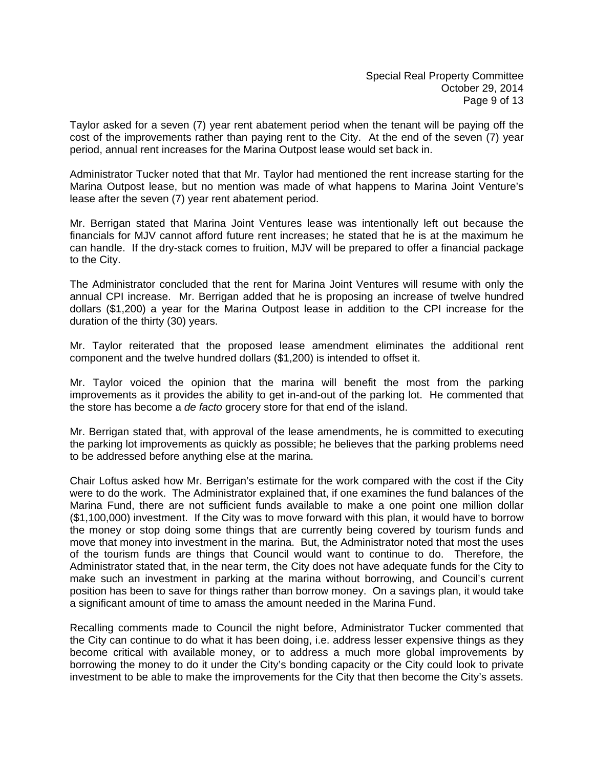Taylor asked for a seven (7) year rent abatement period when the tenant will be paying off the cost of the improvements rather than paying rent to the City. At the end of the seven (7) year period, annual rent increases for the Marina Outpost lease would set back in.

Administrator Tucker noted that that Mr. Taylor had mentioned the rent increase starting for the Marina Outpost lease, but no mention was made of what happens to Marina Joint Venture's lease after the seven (7) year rent abatement period.

Mr. Berrigan stated that Marina Joint Ventures lease was intentionally left out because the financials for MJV cannot afford future rent increases; he stated that he is at the maximum he can handle. If the dry-stack comes to fruition, MJV will be prepared to offer a financial package to the City.

The Administrator concluded that the rent for Marina Joint Ventures will resume with only the annual CPI increase. Mr. Berrigan added that he is proposing an increase of twelve hundred dollars ($1,200) a year for the Marina Outpost lease in addition to the CPI increase for the duration of the thirty (30) years.

Mr. Taylor reiterated that the proposed lease amendment eliminates the additional rent component and the twelve hundred dollars ($1,200) is intended to offset it.

Mr. Taylor voiced the opinion that the marina will benefit the most from the parking improvements as it provides the ability to get in-and-out of the parking lot. He commented that the store has become a *de facto* grocery store for that end of the island.

Mr. Berrigan stated that, with approval of the lease amendments, he is committed to executing the parking lot improvements as quickly as possible; he believes that the parking problems need to be addressed before anything else at the marina.

Chair Loftus asked how Mr. Berrigan's estimate for the work compared with the cost if the City were to do the work. The Administrator explained that, if one examines the fund balances of the Marina Fund, there are not sufficient funds available to make a one point one million dollar ($1,100,000) investment. If the City was to move forward with this plan, it would have to borrow the money or stop doing some things that are currently being covered by tourism funds and move that money into investment in the marina. But, the Administrator noted that most the uses of the tourism funds are things that Council would want to continue to do. Therefore, the Administrator stated that, in the near term, the City does not have adequate funds for the City to make such an investment in parking at the marina without borrowing, and Council's current position has been to save for things rather than borrow money. On a savings plan, it would take a significant amount of time to amass the amount needed in the Marina Fund.

Recalling comments made to Council the night before, Administrator Tucker commented that the City can continue to do what it has been doing, i.e. address lesser expensive things as they become critical with available money, or to address a much more global improvements by borrowing the money to do it under the City's bonding capacity or the City could look to private investment to be able to make the improvements for the City that then become the City's assets.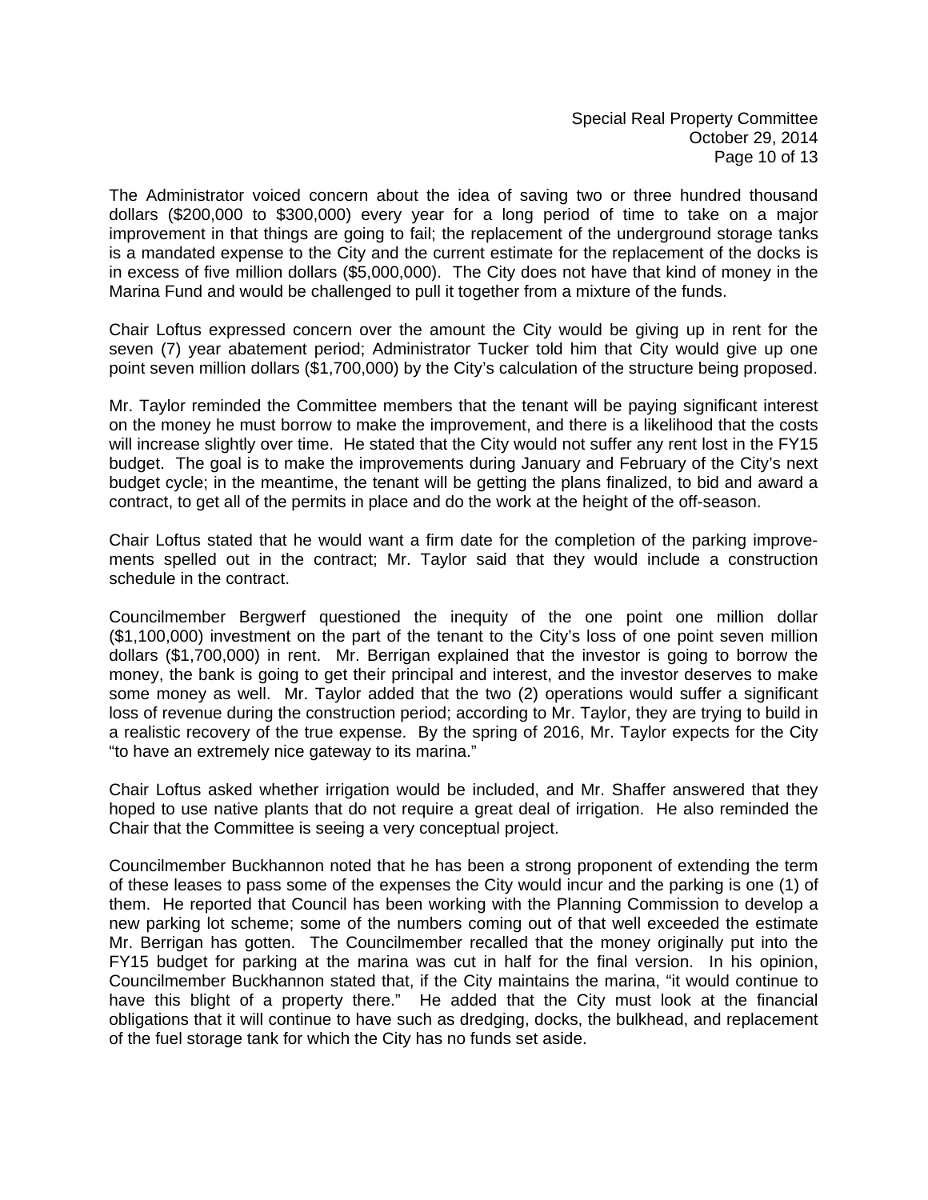The Administrator voiced concern about the idea of saving two or three hundred thousand dollars ($200,000 to $300,000) every year for a long period of time to take on a major improvement in that things are going to fail; the replacement of the underground storage tanks is a mandated expense to the City and the current estimate for the replacement of the docks is in excess of five million dollars ($5,000,000). The City does not have that kind of money in the Marina Fund and would be challenged to pull it together from a mixture of the funds.

Chair Loftus expressed concern over the amount the City would be giving up in rent for the seven (7) year abatement period; Administrator Tucker told him that City would give up one point seven million dollars ($1,700,000) by the City's calculation of the structure being proposed.

Mr. Taylor reminded the Committee members that the tenant will be paying significant interest on the money he must borrow to make the improvement, and there is a likelihood that the costs will increase slightly over time. He stated that the City would not suffer any rent lost in the FY15 budget. The goal is to make the improvements during January and February of the City's next budget cycle; in the meantime, the tenant will be getting the plans finalized, to bid and award a contract, to get all of the permits in place and do the work at the height of the off-season.

Chair Loftus stated that he would want a firm date for the completion of the parking improvements spelled out in the contract; Mr. Taylor said that they would include a construction schedule in the contract.

Councilmember Bergwerf questioned the inequity of the one point one million dollar ($1,100,000) investment on the part of the tenant to the City's loss of one point seven million dollars ($1,700,000) in rent. Mr. Berrigan explained that the investor is going to borrow the money, the bank is going to get their principal and interest, and the investor deserves to make some money as well. Mr. Taylor added that the two (2) operations would suffer a significant loss of revenue during the construction period; according to Mr. Taylor, they are trying to build in a realistic recovery of the true expense. By the spring of 2016, Mr. Taylor expects for the City "to have an extremely nice gateway to its marina."

Chair Loftus asked whether irrigation would be included, and Mr. Shaffer answered that they hoped to use native plants that do not require a great deal of irrigation. He also reminded the Chair that the Committee is seeing a very conceptual project.

Councilmember Buckhannon noted that he has been a strong proponent of extending the term of these leases to pass some of the expenses the City would incur and the parking is one (1) of them. He reported that Council has been working with the Planning Commission to develop a new parking lot scheme; some of the numbers coming out of that well exceeded the estimate Mr. Berrigan has gotten. The Councilmember recalled that the money originally put into the FY15 budget for parking at the marina was cut in half for the final version. In his opinion, Councilmember Buckhannon stated that, if the City maintains the marina, "it would continue to have this blight of a property there." He added that the City must look at the financial obligations that it will continue to have such as dredging, docks, the bulkhead, and replacement of the fuel storage tank for which the City has no funds set aside.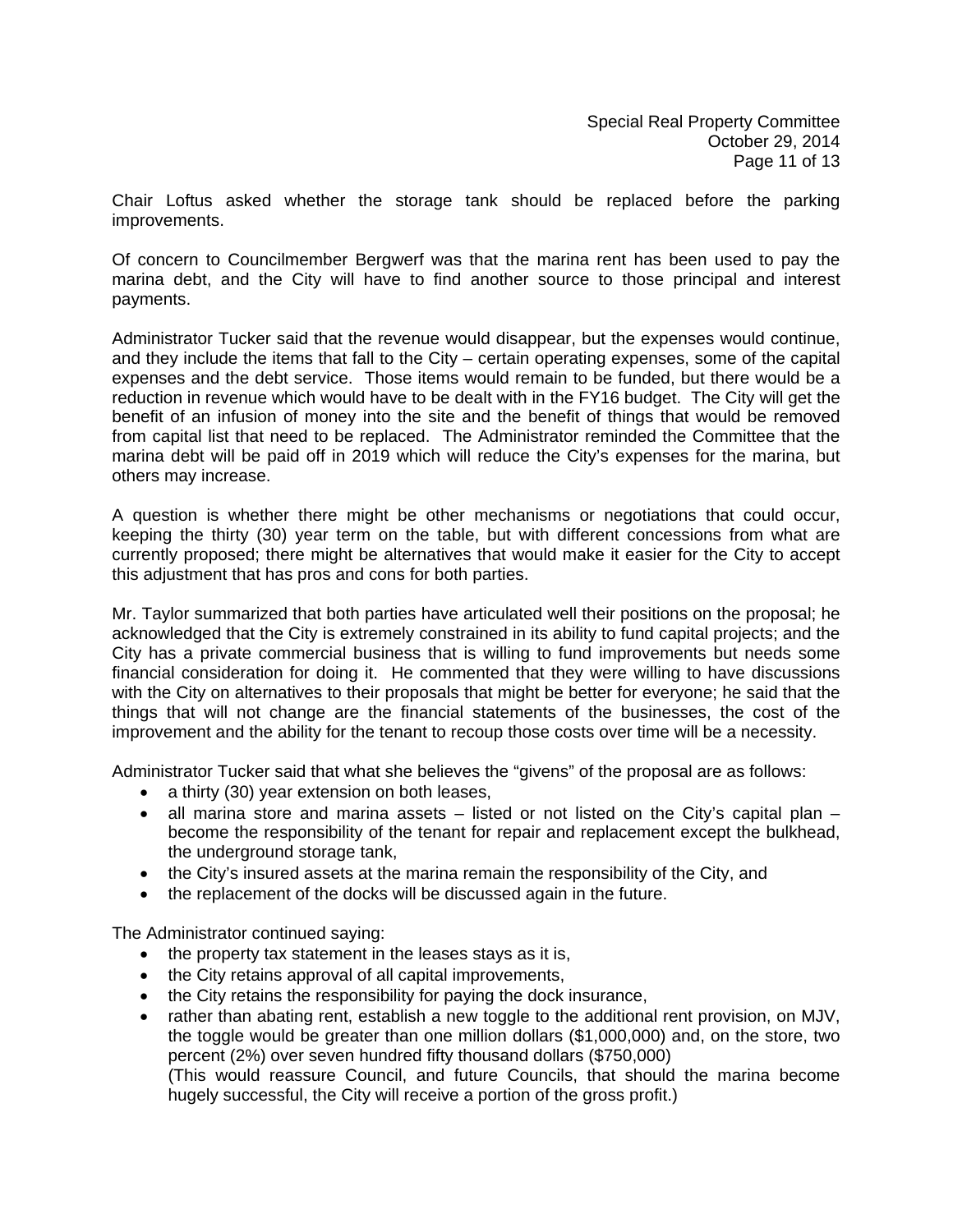Chair Loftus asked whether the storage tank should be replaced before the parking improvements.

Of concern to Councilmember Bergwerf was that the marina rent has been used to pay the marina debt, and the City will have to find another source to those principal and interest payments.

Administrator Tucker said that the revenue would disappear, but the expenses would continue, and they include the items that fall to the City – certain operating expenses, some of the capital expenses and the debt service. Those items would remain to be funded, but there would be a reduction in revenue which would have to be dealt with in the FY16 budget. The City will get the benefit of an infusion of money into the site and the benefit of things that would be removed from capital list that need to be replaced. The Administrator reminded the Committee that the marina debt will be paid off in 2019 which will reduce the City's expenses for the marina, but others may increase.

A question is whether there might be other mechanisms or negotiations that could occur, keeping the thirty (30) year term on the table, but with different concessions from what are currently proposed; there might be alternatives that would make it easier for the City to accept this adjustment that has pros and cons for both parties.

Mr. Taylor summarized that both parties have articulated well their positions on the proposal; he acknowledged that the City is extremely constrained in its ability to fund capital projects; and the City has a private commercial business that is willing to fund improvements but needs some financial consideration for doing it. He commented that they were willing to have discussions with the City on alternatives to their proposals that might be better for everyone; he said that the things that will not change are the financial statements of the businesses, the cost of the improvement and the ability for the tenant to recoup those costs over time will be a necessity.

Administrator Tucker said that what she believes the "givens" of the proposal are as follows:

- a thirty (30) year extension on both leases,
- all marina store and marina assets – listed or not listed on the City's capital plan – become the responsibility of the tenant for repair and replacement except the bulkhead, the underground storage tank,
- the City's insured assets at the marina remain the responsibility of the City, and
- the replacement of the docks will be discussed again in the future.

The Administrator continued saying:

- the property tax statement in the leases stays as it is,
- the City retains approval of all capital improvements,
- the City retains the responsibility for paying the dock insurance,
- rather than abating rent, establish a new toggle to the additional rent provision, on MJV, the toggle would be greater than one million dollars ($1,000,000) and, on the store, two percent (2%) over seven hundred fifty thousand dollars ($750,000)
  (This would reassure Council, and future Councils, that should the marina become hugely successful, the City will receive a portion of the gross profit.)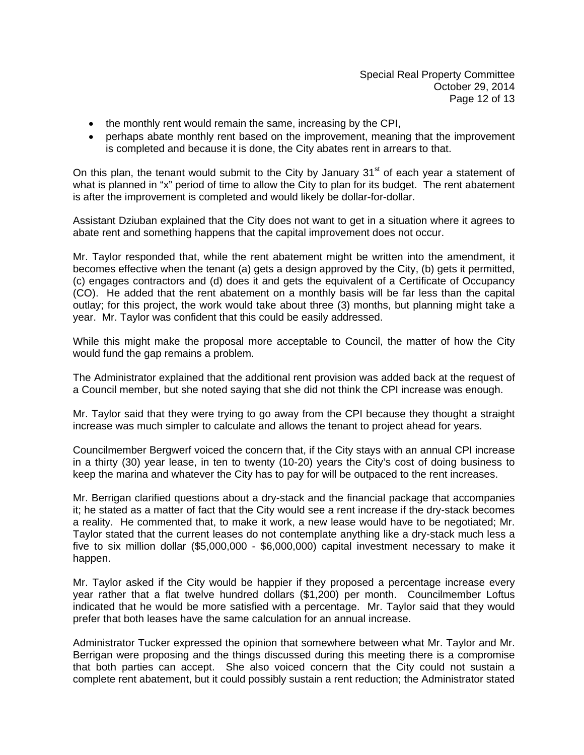- the monthly rent would remain the same, increasing by the CPI,
- perhaps abate monthly rent based on the improvement, meaning that the improvement is completed and because it is done, the City abates rent in arrears to that.

On this plan, the tenant would submit to the City by January 31st of each year a statement of what is planned in "x" period of time to allow the City to plan for its budget. The rent abatement is after the improvement is completed and would likely be dollar-for-dollar.

Assistant Dziuban explained that the City does not want to get in a situation where it agrees to abate rent and something happens that the capital improvement does not occur.

Mr. Taylor responded that, while the rent abatement might be written into the amendment, it becomes effective when the tenant (a) gets a design approved by the City, (b) gets it permitted, (c) engages contractors and (d) does it and gets the equivalent of a Certificate of Occupancy (CO). He added that the rent abatement on a monthly basis will be far less than the capital outlay; for this project, the work would take about three (3) months, but planning might take a year. Mr. Taylor was confident that this could be easily addressed.

While this might make the proposal more acceptable to Council, the matter of how the City would fund the gap remains a problem.

The Administrator explained that the additional rent provision was added back at the request of a Council member, but she noted saying that she did not think the CPI increase was enough.

Mr. Taylor said that they were trying to go away from the CPI because they thought a straight increase was much simpler to calculate and allows the tenant to project ahead for years.

Councilmember Bergwerf voiced the concern that, if the City stays with an annual CPI increase in a thirty (30) year lease, in ten to twenty (10-20) years the City's cost of doing business to keep the marina and whatever the City has to pay for will be outpaced to the rent increases.

Mr. Berrigan clarified questions about a dry-stack and the financial package that accompanies it; he stated as a matter of fact that the City would see a rent increase if the dry-stack becomes a reality. He commented that, to make it work, a new lease would have to be negotiated; Mr. Taylor stated that the current leases do not contemplate anything like a dry-stack much less a five to six million dollar ($5,000,000 - $6,000,000) capital investment necessary to make it happen.

Mr. Taylor asked if the City would be happier if they proposed a percentage increase every year rather that a flat twelve hundred dollars ($1,200) per month. Councilmember Loftus indicated that he would be more satisfied with a percentage. Mr. Taylor said that they would prefer that both leases have the same calculation for an annual increase.

Administrator Tucker expressed the opinion that somewhere between what Mr. Taylor and Mr. Berrigan were proposing and the things discussed during this meeting there is a compromise that both parties can accept. She also voiced concern that the City could not sustain a complete rent abatement, but it could possibly sustain a rent reduction; the Administrator stated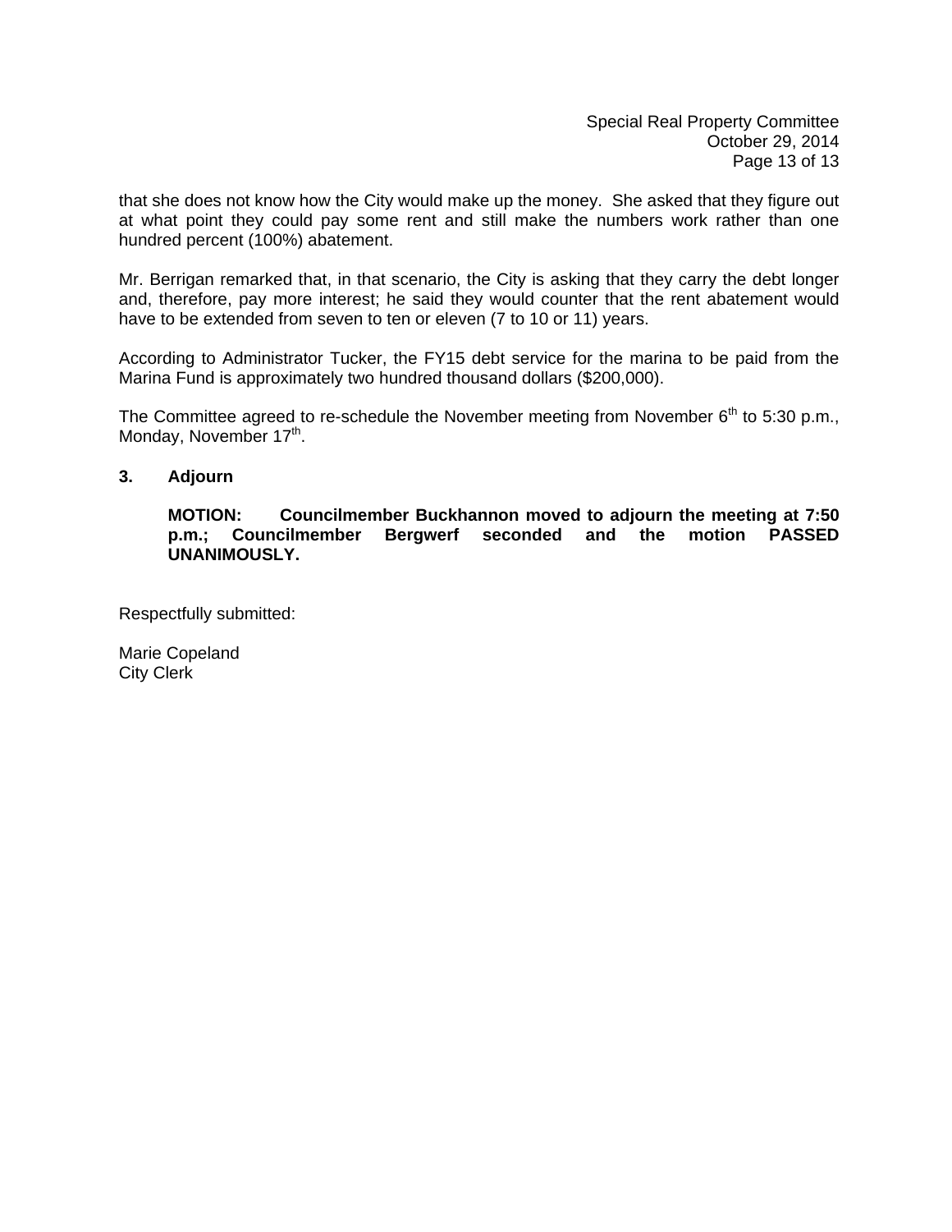that she does not know how the City would make up the money. She asked that they figure out at what point they could pay some rent and still make the numbers work rather than one hundred percent (100%) abatement.

Mr. Berrigan remarked that, in that scenario, the City is asking that they carry the debt longer and, therefore, pay more interest; he said they would counter that the rent abatement would have to be extended from seven to ten or eleven (7 to 10 or 11) years.

According to Administrator Tucker, the FY15 debt service for the marina to be paid from the Marina Fund is approximately two hundred thousand dollars ($200,000).

The Committee agreed to re-schedule the November meeting from November 6th to 5:30 p.m., Monday, November 17th.

**3. Adjourn**

**MOTION: Councilmember Buckhannon moved to adjourn the meeting at 7:50 p.m.; Councilmember Bergwerf seconded and the motion PASSED UNANIMOUSLY.**

Respectfully submitted:

Marie Copeland
City Clerk